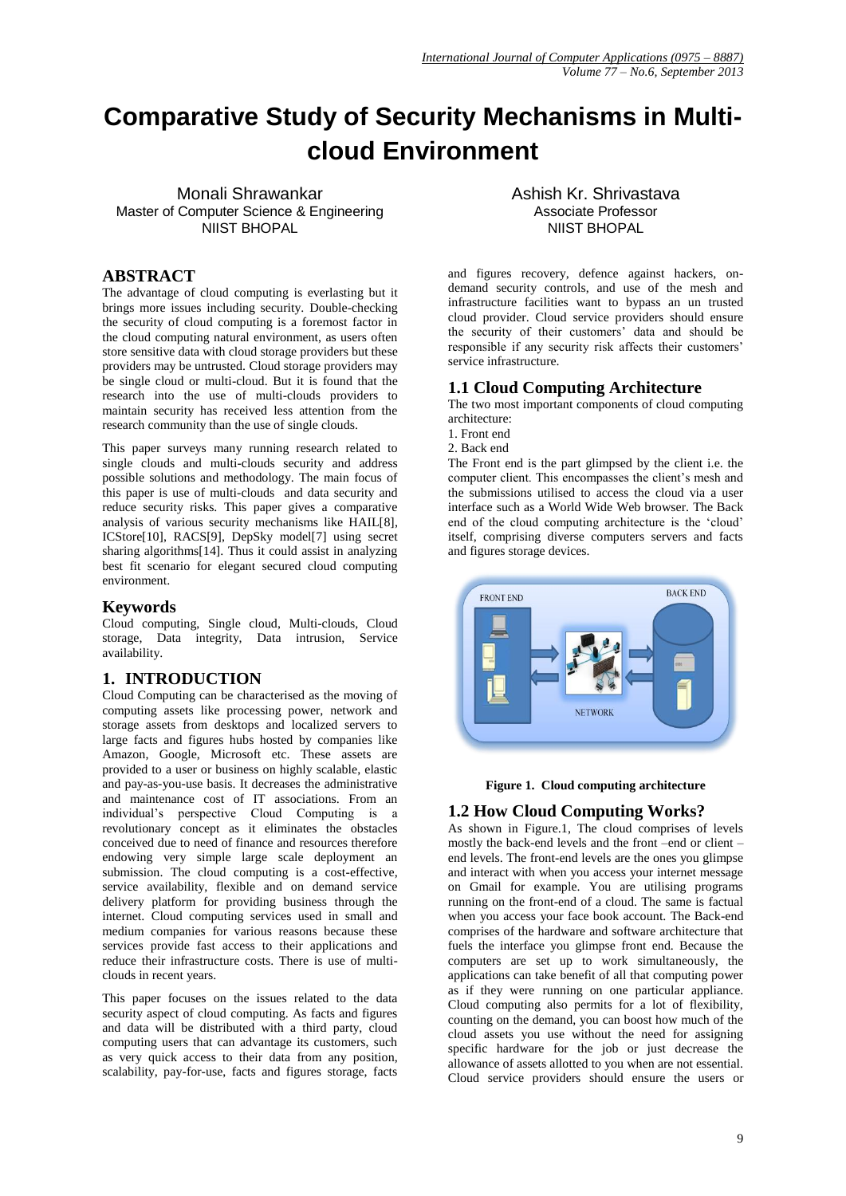# Comparative Study of Security Mechanisms in Multi-cloud Environment

Monali Shrawankar
Master of Computer Science & Engineering
NIIST BHOPAL

Ashish Kr. Shrivastava
Associate Professor
NIIST BHOPAL

## ABSTRACT

The advantage of cloud computing is everlasting but it brings more issues including security. Double-checking the security of cloud computing is a foremost factor in the cloud computing natural environment, as users often store sensitive data with cloud storage providers but these providers may be untrusted. Cloud storage providers may be single cloud or multi-cloud. But it is found that the research into the use of multi-clouds providers to maintain security has received less attention from the research community than the use of single clouds.

This paper surveys many running research related to single clouds and multi-clouds security and address possible solutions and methodology. The main focus of this paper is use of multi-clouds and data security and reduce security risks. This paper gives a comparative analysis of various security mechanisms like HAIL[8], ICStore[10], RACS[9], DepSky model[7] using secret sharing algorithms[14]. Thus it could assist in analyzing best fit scenario for elegant secured cloud computing environment.

## Keywords

Cloud computing, Single cloud, Multi-clouds, Cloud storage, Data integrity, Data intrusion, Service availability.

## 1. INTRODUCTION

Cloud Computing can be characterised as the moving of computing assets like processing power, network and storage assets from desktops and localized servers to large facts and figures hubs hosted by companies like Amazon, Google, Microsoft etc. These assets are provided to a user or business on highly scalable, elastic and pay-as-you-use basis. It decreases the administrative and maintenance cost of IT associations. From an individual's perspective Cloud Computing is a revolutionary concept as it eliminates the obstacles conceived due to need of finance and resources therefore endowing very simple large scale deployment an submission. The cloud computing is a cost-effective, service availability, flexible and on demand service delivery platform for providing business through the internet. Cloud computing services used in small and medium companies for various reasons because these services provide fast access to their applications and reduce their infrastructure costs. There is use of multi-clouds in recent years.

This paper focuses on the issues related to the data security aspect of cloud computing. As facts and figures and data will be distributed with a third party, cloud computing users that can advantage its customers, such as very quick access to their data from any position, scalability, pay-for-use, facts and figures storage, facts and figures recovery, defence against hackers, on-demand security controls, and use of the mesh and infrastructure facilities want to bypass an un trusted cloud provider. Cloud service providers should ensure the security of their customers' data and should be responsible if any security risk affects their customers' service infrastructure.

### 1.1 Cloud Computing Architecture

The two most important components of cloud computing architecture:

1. Front end
2. Back end

The Front end is the part glimpsed by the client i.e. the computer client. This encompasses the client's mesh and the submissions utilised to access the cloud via a user interface such as a World Wide Web browser. The Back end of the cloud computing architecture is the 'cloud' itself, comprising diverse computers servers and facts and figures storage devices.

**Figure 1. Cloud computing architecture**

### 1.2 How Cloud Computing Works?

As shown in Figure.1, The cloud comprises of levels mostly the back-end levels and the front –end or client –end levels. The front-end levels are the ones you glimpse and interact with when you access your internet message on Gmail for example. You are utilising programs running on the front-end of a cloud. The same is factual when you access your face book account. The Back-end comprises of the hardware and software architecture that fuels the interface you glimpse front end. Because the computers are set up to work simultaneously, the applications can take benefit of all that computing power as if they were running on one particular appliance. Cloud computing also permits for a lot of flexibility, counting on the demand, you can boost how much of the cloud assets you use without the need for assigning specific hardware for the job or just decrease the allowance of assets allotted to you when are not essential. Cloud service providers should ensure the users or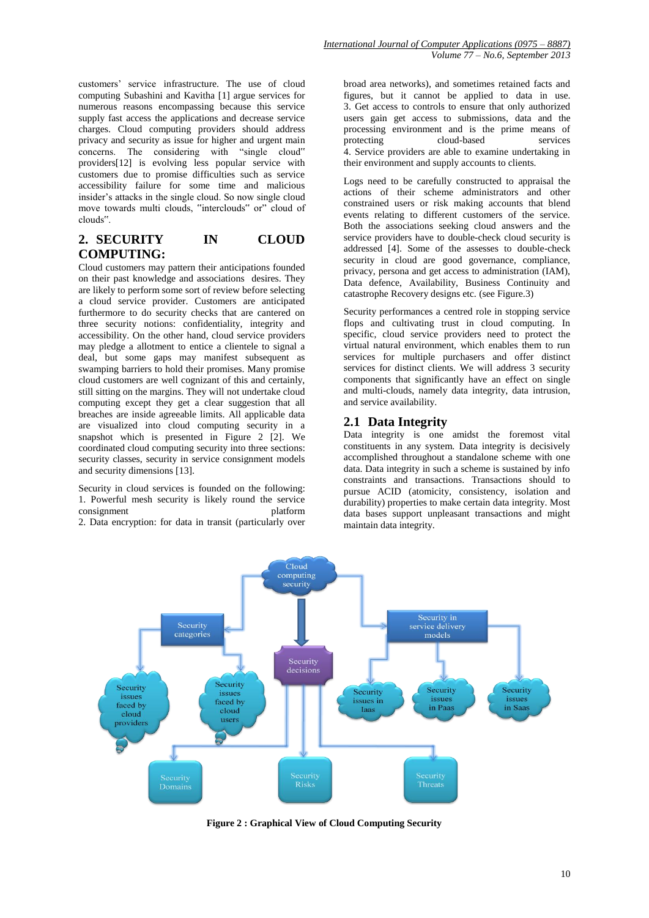customers' service infrastructure. The use of cloud computing Subashini and Kavitha [1] argue services for numerous reasons encompassing because this service supply fast access the applications and decrease service charges. Cloud computing providers should address privacy and security as issue for higher and urgent main concerns. The considering with "single cloud" providers[12] is evolving less popular service with customers due to promise difficulties such as service accessibility failure for some time and malicious insider's attacks in the single cloud. So now single cloud move towards multi clouds, "interclouds" or" cloud of clouds".

## 2. SECURITY IN CLOUD COMPUTING:

Cloud customers may pattern their anticipations founded on their past knowledge and associations desires. They are likely to perform some sort of review before selecting a cloud service provider. Customers are anticipated furthermore to do security checks that are cantered on three security notions: confidentiality, integrity and accessibility. On the other hand, cloud service providers may pledge a allotment to entice a clientele to signal a deal, but some gaps may manifest subsequent as swamping barriers to hold their promises. Many promise cloud customers are well cognizant of this and certainly, still sitting on the margins. They will not undertake cloud computing except they get a clear suggestion that all breaches are inside agreeable limits. All applicable data are visualized into cloud computing security in a snapshot which is presented in Figure 2 [2]. We coordinated cloud computing security into three sections: security classes, security in service consignment models and security dimensions [13].

Security in cloud services is founded on the following:
1. Powerful mesh security is likely round the service consignment platform
2. Data encryption: for data in transit (particularly over broad area networks), and sometimes retained facts and figures, but it cannot be applied to data in use.
3. Get access to controls to ensure that only authorized users gain get access to submissions, data and the processing environment and is the prime means of protecting cloud-based services
4. Service providers are able to examine undertaking in their environment and supply accounts to clients.

Logs need to be carefully constructed to appraisal the actions of their scheme administrators and other constrained users or risk making accounts that blend events relating to different customers of the service. Both the associations seeking cloud answers and the service providers have to double-check cloud security is addressed [4]. Some of the assesses to double-check security in cloud are good governance, compliance, privacy, persona and get access to administration (IAM), Data defence, Availability, Business Continuity and catastrophe Recovery designs etc. (see Figure.3)

Security performances a centred role in stopping service flops and cultivating trust in cloud computing. In specific, cloud service providers need to protect the virtual natural environment, which enables them to run services for multiple purchasers and offer distinct services for distinct clients. We will address 3 security components that significantly have an effect on single and multi-clouds, namely data integrity, data intrusion, and service availability.

### 2.1 Data Integrity

Data integrity is one amidst the foremost vital constituents in any system. Data integrity is decisively accomplished throughout a standalone scheme with one data. Data integrity in such a scheme is sustained by info constraints and transactions. Transactions should to pursue ACID (atomicity, consistency, isolation and durability) properties to make certain data integrity. Most data bases support unpleasant transactions and might maintain data integrity.

**Figure 2 : Graphical View of Cloud Computing Security**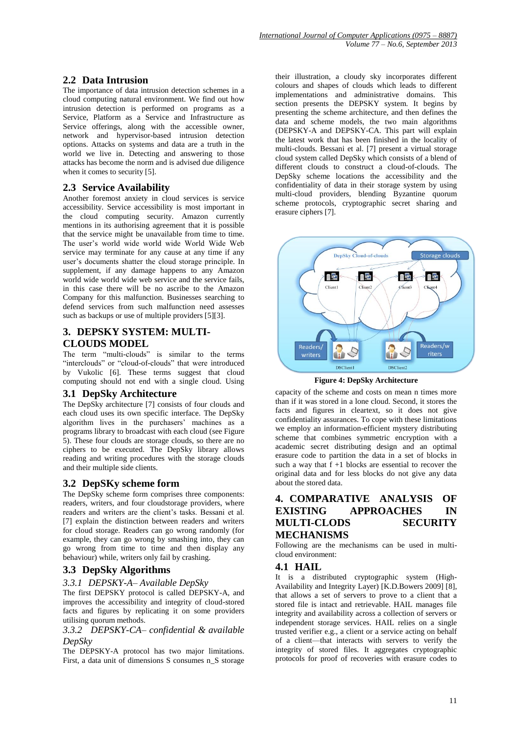## 2.2 Data Intrusion

The importance of data intrusion detection schemes in a cloud computing natural environment. We find out how intrusion detection is performed on programs as a Service, Platform as a Service and Infrastructure as Service offerings, along with the accessible owner, network and hypervisor-based intrusion detection options. Attacks on systems and data are a truth in the world we live in. Detecting and answering to those attacks has become the norm and is advised due diligence when it comes to security [5].

## 2.3 Service Availability

Another foremost anxiety in cloud services is service accessibility. Service accessibility is most important in the cloud computing security. Amazon currently mentions in its authorising agreement that it is possible that the service might be unavailable from time to time. The user's world wide world wide World Wide Web service may terminate for any cause at any time if any user's documents shatter the cloud storage principle. In supplement, if any damage happens to any Amazon world wide world wide web service and the service fails, in this case there will be no ascribe to the Amazon Company for this malfunction. Businesses searching to defend services from such malfunction need assesses such as backups or use of multiple providers [5][3].

# 3. DEPSKY SYSTEM: MULTI-CLOUDS MODEL

The term "multi-clouds" is similar to the terms "interclouds" or "cloud-of-clouds" that were introduced by Vukolic [6]. These terms suggest that cloud computing should not end with a single cloud. Using their illustration, a cloudy sky incorporates different colours and shapes of clouds which leads to different implementations and administrative domains. This section presents the DEPSKY system. It begins by presenting the scheme architecture, and then defines the data and scheme models, the two main algorithms (DEPSKY-A and DEPSKY-CA. This part will explain the latest work that has been finished in the locality of multi-clouds. Bessani et al. [7] present a virtual storage cloud system called DepSky which consists of a blend of different clouds to construct a cloud-of-clouds. The DepSky scheme locations the accessibility and the confidentiality of data in their storage system by using multi-cloud providers, blending Byzantine quorum scheme protocols, cryptographic secret sharing and erasure ciphers [7].

## 3.1 DepSky Architecture

The DepSky architecture [7] consists of four clouds and each cloud uses its own specific interface. The DepSky algorithm lives in the purchasers' machines as a programs library to broadcast with each cloud (see Figure 5). These four clouds are storage clouds, so there are no ciphers to be executed. The DepSky library allows reading and writing procedures with the storage clouds and their multiple side clients.

Figure 4: DepSky Architecture

## 3.2 DepSKy scheme form

The DepSky scheme form comprises three components: readers, writers, and four cloudstorage providers, where readers and writers are the client's tasks. Bessani et al. [7] explain the distinction between readers and writers for cloud storage. Readers can go wrong randomly (for example, they can go wrong by smashing into, they can go wrong from time to time and then display any behaviour) while, writers only fail by crashing.

## 3.3 DepSky Algorithms

### *3.3.1 DEPSKY-A– Available DepSky*

The first DEPSKY protocol is called DEPSKY-A, and improves the accessibility and integrity of cloud-stored facts and figures by replicating it on some providers utilising quorum methods.

### *3.3.2 DEPSKY-CA– confidential & available DepSky*

The DEPSKY-A protocol has two major limitations. First, a data unit of dimensions S consumes n_S storage capacity of the scheme and costs on mean n times more than if it was stored in a lone cloud. Second, it stores the facts and figures in cleartext, so it does not give confidentiality assurances. To cope with these limitations we employ an information-efficient mystery distributing scheme that combines symmetric encryption with a academic secret distributing design and an optimal erasure code to partition the data in a set of blocks in such a way that f +1 blocks are essential to recover the original data and for less blocks do not give any data about the stored data.

# 4. COMPARATIVE ANALYSIS OF EXISTING APPROACHES IN MULTI-CLODS SECURITY MECHANISMS

Following are the mechanisms can be used in multi-cloud environment:

## 4.1 HAIL

It is a distributed cryptographic system (High-Availability and Integrity Layer) [K.D.Bowers 2009] [8], that allows a set of servers to prove to a client that a stored file is intact and retrievable. HAIL manages file integrity and availability across a collection of servers or independent storage services. HAIL relies on a single trusted verifier e.g., a client or a service acting on behalf of a client—that interacts with servers to verify the integrity of stored files. It aggregates cryptographic protocols for proof of recoveries with erasure codes to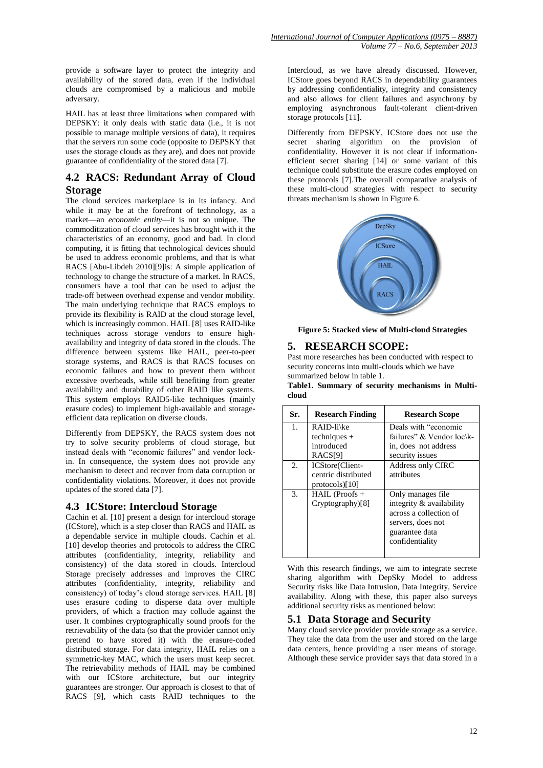provide a software layer to protect the integrity and availability of the stored data, even if the individual clouds are compromised by a malicious and mobile adversary.

HAIL has at least three limitations when compared with DEPSKY: it only deals with static data (i.e., it is not possible to manage multiple versions of data), it requires that the servers run some code (opposite to DEPSKY that uses the storage clouds as they are), and does not provide guarantee of confidentiality of the stored data [7].

## 4.2 RACS: Redundant Array of Cloud Storage

The cloud services marketplace is in its infancy. And while it may be at the forefront of technology, as a market—an *economic entity*—it is not so unique. The commoditization of cloud services has brought with it the characteristics of an economy, good and bad. In cloud computing, it is fitting that technological devices should be used to address economic problems, and that is what RACS [Abu-Libdeh 2010][9]is: A simple application of technology to change the structure of a market. In RACS, consumers have a tool that can be used to adjust the trade-off between overhead expense and vendor mobility. The main underlying technique that RACS employs to provide its flexibility is RAID at the cloud storage level, which is increasingly common. HAIL [8] uses RAID-like techniques across storage vendors to ensure high-availability and integrity of data stored in the clouds. The difference between systems like HAIL, peer-to-peer storage systems, and RACS is that RACS focuses on economic failures and how to prevent them without excessive overheads, while still benefiting from greater availability and durability of other RAID like systems. This system employs RAID5-like techniques (mainly erasure codes) to implement high-available and storage-efficient data replication on diverse clouds.

Differently from DEPSKY, the RACS system does not try to solve security problems of cloud storage, but instead deals with "economic failures" and vendor lock-in. In consequence, the system does not provide any mechanism to detect and recover from data corruption or confidentiality violations. Moreover, it does not provide updates of the stored data [7].

## 4.3 ICStore: Intercloud Storage

Cachin et al. [10] present a design for intercloud storage (ICStore), which is a step closer than RACS and HAIL as a dependable service in multiple clouds. Cachin et al. [10] develop theories and protocols to address the CIRC attributes (confidentiality, integrity, reliability and consistency) of the data stored in clouds. Intercloud Storage precisely addresses and improves the CIRC attributes (confidentiality, integrity, reliability and consistency) of today's cloud storage services. HAIL [8] uses erasure coding to disperse data over multiple providers, of which a fraction may collude against the user. It combines cryptographically sound proofs for the retrievability of the data (so that the provider cannot only pretend to have stored it) with the erasure-coded distributed storage. For data integrity, HAIL relies on a symmetric-key MAC, which the users must keep secret. The retrievability methods of HAIL may be combined with our ICStore architecture, but our integrity guarantees are stronger. Our approach is closest to that of RACS [9], which casts RAID techniques to the Intercloud, as we have already discussed. However, ICStore goes beyond RACS in dependability guarantees by addressing confidentiality, integrity and consistency and also allows for client failures and asynchrony by employing asynchronous fault-tolerant client-driven storage protocols [11].

Differently from DEPSKY, ICStore does not use the secret sharing algorithm on the provision of confidentiality. However it is not clear if information-efficient secret sharing [14] or some variant of this technique could substitute the erasure codes employed on these protocols [7].The overall comparative analysis of these multi-cloud strategies with respect to security threats mechanism is shown in Figure 6.

**Figure 5: Stacked view of Multi-cloud Strategies**

## 5. RESEARCH SCOPE:

Past more researches has been conducted with respect to security concerns into multi-clouds which we have summarized below in table 1.

**Table1. Summary of security mechanisms in Multi-cloud**

| Sr. | Research Finding | Research Scope |
|---|---|---|
| 1. | RAID-li\ke techniques + introduced RACS[9] | Deals with "economic failures" & Vendor loc\k-in, does not address security issues |
| 2. | ICStore(Client-centric distributed protocols)[10] | Address only CIRC attributes |
| 3. | HAIL (Proofs + Cryptography)[8] | Only manages file integrity & availability across a collection of servers, does not guarantee data confidentiality |

With this research findings, we aim to integrate secrete sharing algorithm with DepSky Model to address Security risks like Data Intrusion, Data Integrity, Service availability. Along with these, this paper also surveys additional security risks as mentioned below:

## 5.1 Data Storage and Security

Many cloud service provider provide storage as a service. They take the data from the user and stored on the large data centers, hence providing a user means of storage. Although these service provider says that data stored in a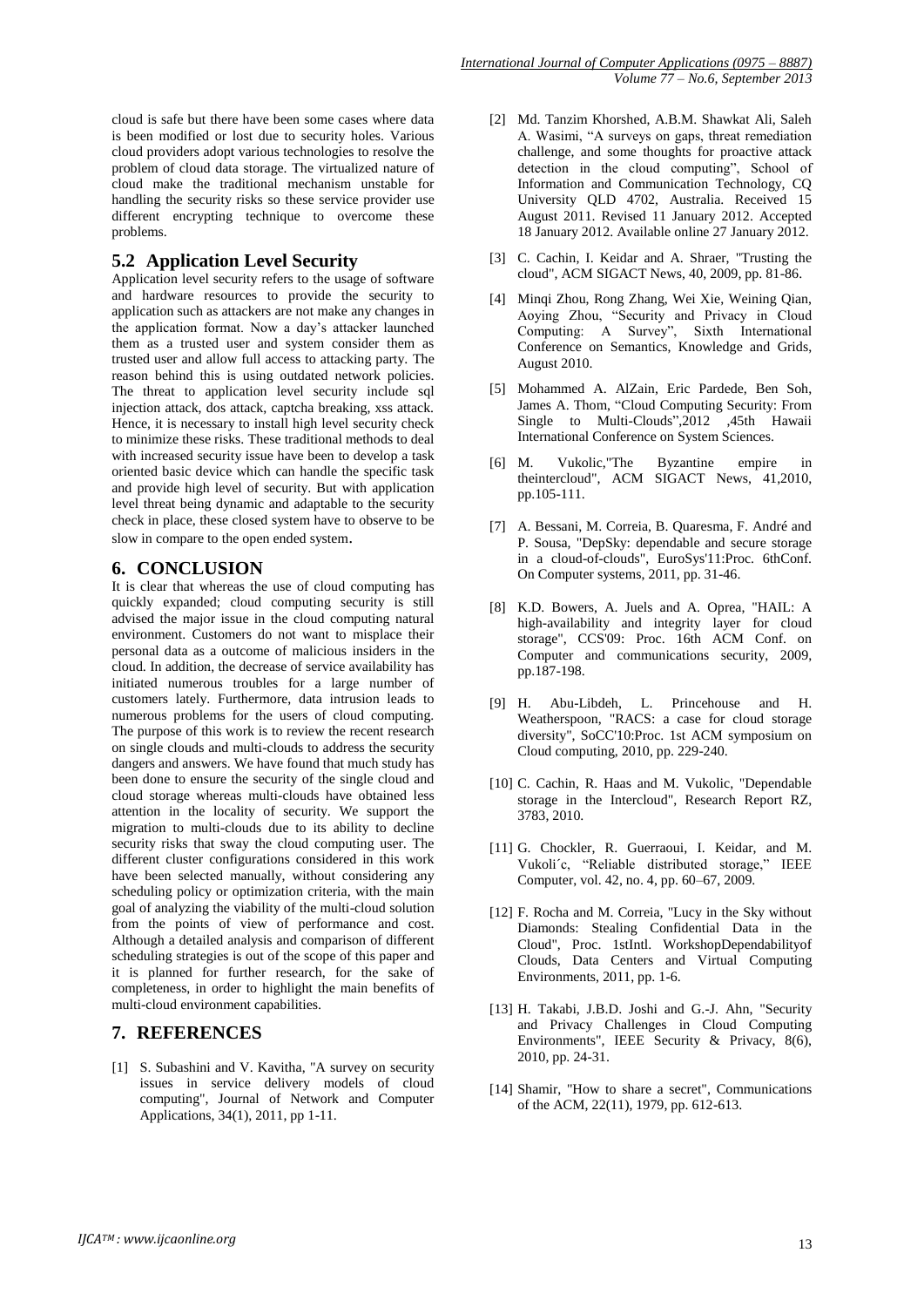cloud is safe but there have been some cases where data is been modified or lost due to security holes. Various cloud providers adopt various technologies to resolve the problem of cloud data storage. The virtualized nature of cloud make the traditional mechanism unstable for handling the security risks so these service provider use different encrypting technique to overcome these problems.

## 5.2 Application Level Security

Application level security refers to the usage of software and hardware resources to provide the security to application such as attackers are not make any changes in the application format. Now a day's attacker launched them as a trusted user and system consider them as trusted user and allow full access to attacking party. The reason behind this is using outdated network policies. The threat to application level security include sql injection attack, dos attack, captcha breaking, xss attack. Hence, it is necessary to install high level security check to minimize these risks. These traditional methods to deal with increased security issue have been to develop a task oriented basic device which can handle the specific task and provide high level of security. But with application level threat being dynamic and adaptable to the security check in place, these closed system have to observe to be slow in compare to the open ended system.

# 6. CONCLUSION

It is clear that whereas the use of cloud computing has quickly expanded; cloud computing security is still advised the major issue in the cloud computing natural environment. Customers do not want to misplace their personal data as a outcome of malicious insiders in the cloud. In addition, the decrease of service availability has initiated numerous troubles for a large number of customers lately. Furthermore, data intrusion leads to numerous problems for the users of cloud computing. The purpose of this work is to review the recent research on single clouds and multi-clouds to address the security dangers and answers. We have found that much study has been done to ensure the security of the single cloud and cloud storage whereas multi-clouds have obtained less attention in the locality of security. We support the migration to multi-clouds due to its ability to decline security risks that sway the cloud computing user. The different cluster configurations considered in this work have been selected manually, without considering any scheduling policy or optimization criteria, with the main goal of analyzing the viability of the multi-cloud solution from the points of view of performance and cost. Although a detailed analysis and comparison of different scheduling strategies is out of the scope of this paper and it is planned for further research, for the sake of completeness, in order to highlight the main benefits of multi-cloud environment capabilities.

# 7. REFERENCES

[1] S. Subashini and V. Kavitha, "A survey on security issues in service delivery models of cloud computing", Journal of Network and Computer Applications, 34(1), 2011, pp 1-11.

[2] Md. Tanzim Khorshed, A.B.M. Shawkat Ali, Saleh A. Wasimi, "A surveys on gaps, threat remediation challenge, and some thoughts for proactive attack detection in the cloud computing", School of Information and Communication Technology, CQ University QLD 4702, Australia. Received 15 August 2011. Revised 11 January 2012. Accepted 18 January 2012. Available online 27 January 2012.

[3] C. Cachin, I. Keidar and A. Shraer, "Trusting the cloud", ACM SIGACT News, 40, 2009, pp. 81-86.

[4] Minqi Zhou, Rong Zhang, Wei Xie, Weining Qian, Aoying Zhou, "Security and Privacy in Cloud Computing: A Survey", Sixth International Conference on Semantics, Knowledge and Grids, August 2010.

[5] Mohammed A. AlZain, Eric Pardede, Ben Soh, James A. Thom, "Cloud Computing Security: From Single to Multi-Clouds",2012 ,45th Hawaii International Conference on System Sciences.

[6] M. Vukolic,"The Byzantine empire in theintercloud", ACM SIGACT News, 41,2010, pp.105-111.

[7] A. Bessani, M. Correia, B. Quaresma, F. André and P. Sousa, "DepSky: dependable and secure storage in a cloud-of-clouds", EuroSys'11:Proc. 6thConf. On Computer systems, 2011, pp. 31-46.

[8] K.D. Bowers, A. Juels and A. Oprea, "HAIL: A high-availability and integrity layer for cloud storage", CCS'09: Proc. 16th ACM Conf. on Computer and communications security, 2009, pp.187-198.

[9] H. Abu-Libdeh, L. Princehouse and H. Weatherspoon, "RACS: a case for cloud storage diversity", SoCC'10:Proc. 1st ACM symposium on Cloud computing, 2010, pp. 229-240.

[10] C. Cachin, R. Haas and M. Vukolic, "Dependable storage in the Intercloud", Research Report RZ, 3783, 2010.

[11] G. Chockler, R. Guerraoui, I. Keidar, and M. Vukoli´c, "Reliable distributed storage," IEEE Computer, vol. 42, no. 4, pp. 60–67, 2009.

[12] F. Rocha and M. Correia, "Lucy in the Sky without Diamonds: Stealing Confidential Data in the Cloud", Proc. 1stIntl. WorkshopDependabilityof Clouds, Data Centers and Virtual Computing Environments, 2011, pp. 1-6.

[13] H. Takabi, J.B.D. Joshi and G.-J. Ahn, "Security and Privacy Challenges in Cloud Computing Environments", IEEE Security & Privacy, 8(6), 2010, pp. 24-31.

[14] Shamir, "How to share a secret", Communications of the ACM, 22(11), 1979, pp. 612-613.